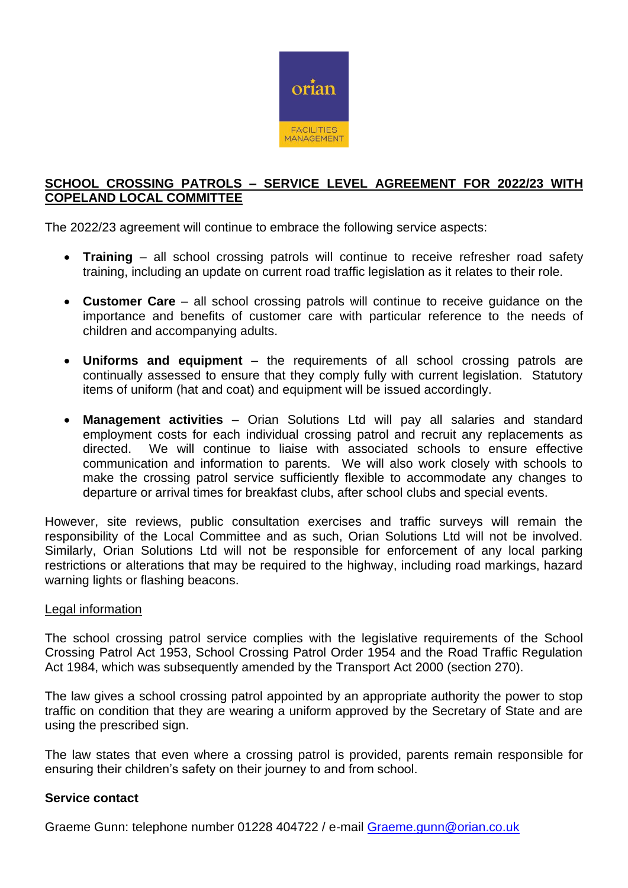**SCHOOL CROSSING PATROLS – SERVICE LEVEL AGREEMENT FOR 2022/23 WITH COPELAND LOCAL COMMITTEE**

The 2022/23 agreement will continue to embrace the following service aspects:

- **Training** – all school crossing patrols will continue to receive refresher road safety training, including an update on current road traffic legislation as it relates to their role.
- **Customer Care** – all school crossing patrols will continue to receive guidance on the importance and benefits of customer care with particular reference to the needs of children and accompanying adults.
- **Uniforms and equipment** – the requirements of all school crossing patrols are continually assessed to ensure that they comply fully with current legislation. Statutory items of uniform (hat and coat) and equipment will be issued accordingly.
- **Management activities** – Orian Solutions Ltd will pay all salaries and standard employment costs for each individual crossing patrol and recruit any replacements as directed. We will continue to liaise with associated schools to ensure effective communication and information to parents. We will also work closely with schools to make the crossing patrol service sufficiently flexible to accommodate any changes to departure or arrival times for breakfast clubs, after school clubs and special events.

However, site reviews, public consultation exercises and traffic surveys will remain the responsibility of the Local Committee and as such, Orian Solutions Ltd will not be involved. Similarly, Orian Solutions Ltd will not be responsible for enforcement of any local parking restrictions or alterations that may be required to the highway, including road markings, hazard warning lights or flashing beacons.

Legal information

The school crossing patrol service complies with the legislative requirements of the School Crossing Patrol Act 1953, School Crossing Patrol Order 1954 and the Road Traffic Regulation Act 1984, which was subsequently amended by the Transport Act 2000 (section 270).

The law gives a school crossing patrol appointed by an appropriate authority the power to stop traffic on condition that they are wearing a uniform approved by the Secretary of State and are using the prescribed sign.

The law states that even where a crossing patrol is provided, parents remain responsible for ensuring their children's safety on their journey to and from school.

**Service contact**

Graeme Gunn: telephone number 01228 404722 / e-mail Graeme.gunn@orian.co.uk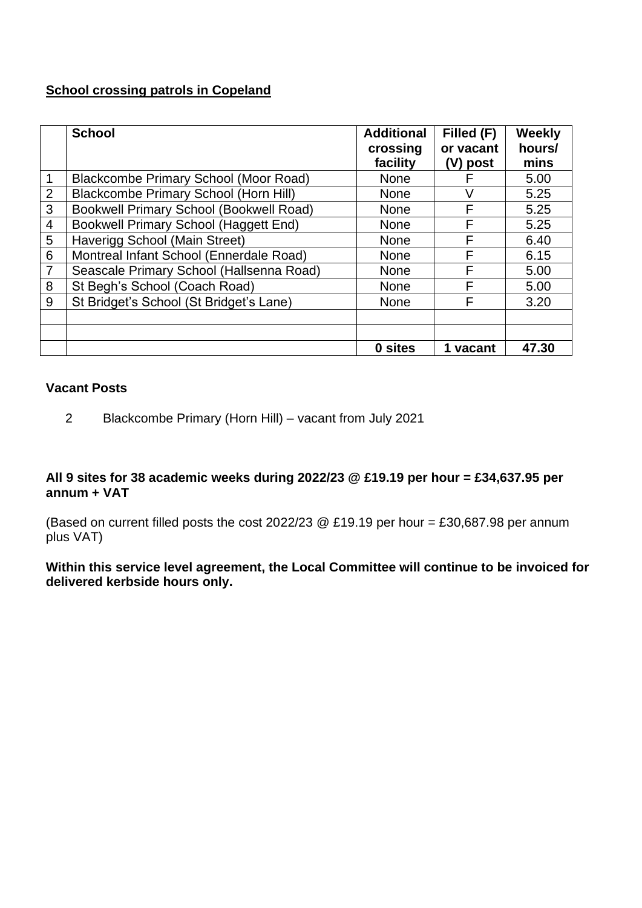**<u>School crossing patrols in Copeland</u>**

| | School | Additional crossing facility | Filled (F) or vacant (V) post | Weekly hours/ mins |
|---|---|---|---|---|
| 1 | Blackcombe Primary School (Moor Road) | None | F | 5.00 |
| 2 | Blackcombe Primary School (Horn Hill) | None | V | 5.25 |
| 3 | Bookwell Primary School (Bookwell Road) | None | F | 5.25 |
| 4 | Bookwell Primary School (Haggett End) | None | F | 5.25 |
| 5 | Haverigg School (Main Street) | None | F | 6.40 |
| 6 | Montreal Infant School (Ennerdale Road) | None | F | 6.15 |
| 7 | Seascale Primary School (Hallsenna Road) | None | F | 5.00 |
| 8 | St Begh's School (Coach Road) | None | F | 5.00 |
| 9 | St Bridget's School (St Bridget's Lane) | None | F | 3.20 |
| | | | | |
| | | | | |
| | | **0 sites** | **1 vacant** | **47.30** |

**Vacant Posts**

2 Blackcombe Primary (Horn Hill) – vacant from July 2021

**All 9 sites for 38 academic weeks during 2022/23 @ £19.19 per hour = £34,637.95 per annum + VAT**

(Based on current filled posts the cost 2022/23 @ £19.19 per hour = £30,687.98 per annum plus VAT)

**Within this service level agreement, the Local Committee will continue to be invoiced for delivered kerbside hours only.**